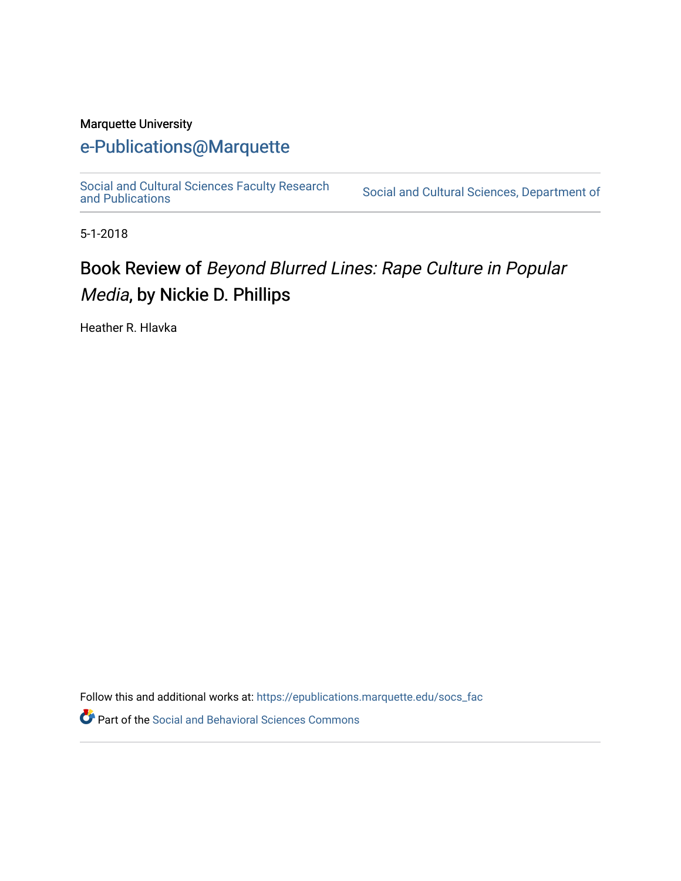Marquette University

# e-Publications@Marquette

Social and Cultural Sciences Faculty Research and Publications | Social and Cultural Sciences, Department of

5-1-2018

# Book Review of *Beyond Blurred Lines: Rape Culture in Popular Media*, by Nickie D. Phillips

Heather R. Hlavka

Follow this and additional works at: https://epublications.marquette.edu/socs_fac

Part of the Social and Behavioral Sciences Commons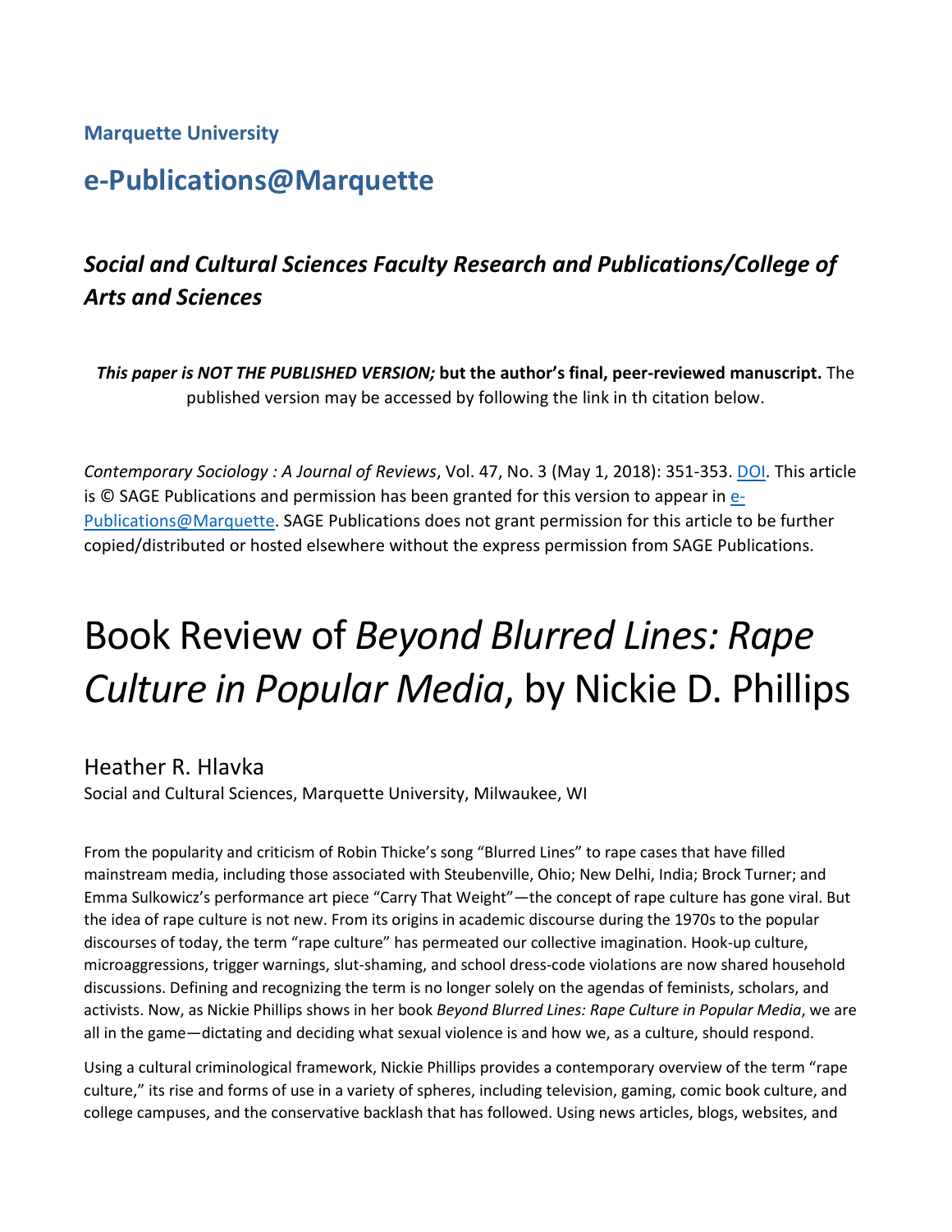**Marquette University**

## e-Publications@Marquette

### *Social and Cultural Sciences Faculty Research and Publications/College of Arts and Sciences*

***This paper is NOT THE PUBLISHED VERSION;* but the author's final, peer-reviewed manuscript.** The published version may be accessed by following the link in th citation below.

*Contemporary Sociology : A Journal of Reviews*, Vol. 47, No. 3 (May 1, 2018): 351-353. DOI. This article is © SAGE Publications and permission has been granted for this version to appear in e-Publications@Marquette. SAGE Publications does not grant permission for this article to be further copied/distributed or hosted elsewhere without the express permission from SAGE Publications.

# Book Review of *Beyond Blurred Lines: Rape Culture in Popular Media*, by Nickie D. Phillips

Heather R. Hlavka
Social and Cultural Sciences, Marquette University, Milwaukee, WI

From the popularity and criticism of Robin Thicke's song "Blurred Lines" to rape cases that have filled mainstream media, including those associated with Steubenville, Ohio; New Delhi, India; Brock Turner; and Emma Sulkowicz's performance art piece "Carry That Weight"—the concept of rape culture has gone viral. But the idea of rape culture is not new. From its origins in academic discourse during the 1970s to the popular discourses of today, the term "rape culture" has permeated our collective imagination. Hook-up culture, microaggressions, trigger warnings, slut-shaming, and school dress-code violations are now shared household discussions. Defining and recognizing the term is no longer solely on the agendas of feminists, scholars, and activists. Now, as Nickie Phillips shows in her book *Beyond Blurred Lines: Rape Culture in Popular Media*, we are all in the game—dictating and deciding what sexual violence is and how we, as a culture, should respond.

Using a cultural criminological framework, Nickie Phillips provides a contemporary overview of the term "rape culture," its rise and forms of use in a variety of spheres, including television, gaming, comic book culture, and college campuses, and the conservative backlash that has followed. Using news articles, blogs, websites, and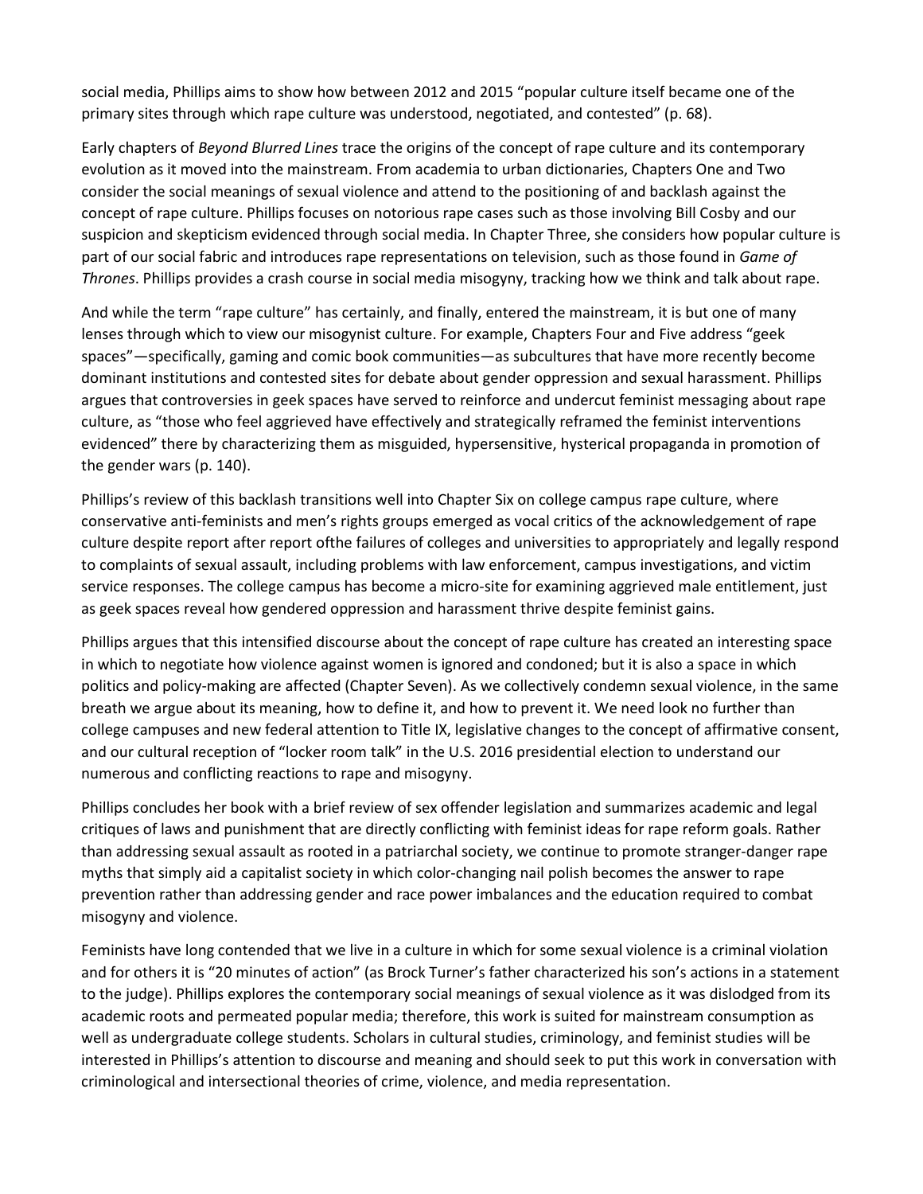social media, Phillips aims to show how between 2012 and 2015 "popular culture itself became one of the primary sites through which rape culture was understood, negotiated, and contested" (p. 68).

Early chapters of *Beyond Blurred Lines* trace the origins of the concept of rape culture and its contemporary evolution as it moved into the mainstream. From academia to urban dictionaries, Chapters One and Two consider the social meanings of sexual violence and attend to the positioning of and backlash against the concept of rape culture. Phillips focuses on notorious rape cases such as those involving Bill Cosby and our suspicion and skepticism evidenced through social media. In Chapter Three, she considers how popular culture is part of our social fabric and introduces rape representations on television, such as those found in *Game of Thrones*. Phillips provides a crash course in social media misogyny, tracking how we think and talk about rape.

And while the term "rape culture" has certainly, and finally, entered the mainstream, it is but one of many lenses through which to view our misogynist culture. For example, Chapters Four and Five address "geek spaces"—specifically, gaming and comic book communities—as subcultures that have more recently become dominant institutions and contested sites for debate about gender oppression and sexual harassment. Phillips argues that controversies in geek spaces have served to reinforce and undercut feminist messaging about rape culture, as "those who feel aggrieved have effectively and strategically reframed the feminist interventions evidenced" there by characterizing them as misguided, hypersensitive, hysterical propaganda in promotion of the gender wars (p. 140).

Phillips's review of this backlash transitions well into Chapter Six on college campus rape culture, where conservative anti-feminists and men's rights groups emerged as vocal critics of the acknowledgement of rape culture despite report after report ofthe failures of colleges and universities to appropriately and legally respond to complaints of sexual assault, including problems with law enforcement, campus investigations, and victim service responses. The college campus has become a micro-site for examining aggrieved male entitlement, just as geek spaces reveal how gendered oppression and harassment thrive despite feminist gains.

Phillips argues that this intensified discourse about the concept of rape culture has created an interesting space in which to negotiate how violence against women is ignored and condoned; but it is also a space in which politics and policy-making are affected (Chapter Seven). As we collectively condemn sexual violence, in the same breath we argue about its meaning, how to define it, and how to prevent it. We need look no further than college campuses and new federal attention to Title IX, legislative changes to the concept of affirmative consent, and our cultural reception of "locker room talk" in the U.S. 2016 presidential election to understand our numerous and conflicting reactions to rape and misogyny.

Phillips concludes her book with a brief review of sex offender legislation and summarizes academic and legal critiques of laws and punishment that are directly conflicting with feminist ideas for rape reform goals. Rather than addressing sexual assault as rooted in a patriarchal society, we continue to promote stranger-danger rape myths that simply aid a capitalist society in which color-changing nail polish becomes the answer to rape prevention rather than addressing gender and race power imbalances and the education required to combat misogyny and violence.

Feminists have long contended that we live in a culture in which for some sexual violence is a criminal violation and for others it is "20 minutes of action" (as Brock Turner's father characterized his son's actions in a statement to the judge). Phillips explores the contemporary social meanings of sexual violence as it was dislodged from its academic roots and permeated popular media; therefore, this work is suited for mainstream consumption as well as undergraduate college students. Scholars in cultural studies, criminology, and feminist studies will be interested in Phillips's attention to discourse and meaning and should seek to put this work in conversation with criminological and intersectional theories of crime, violence, and media representation.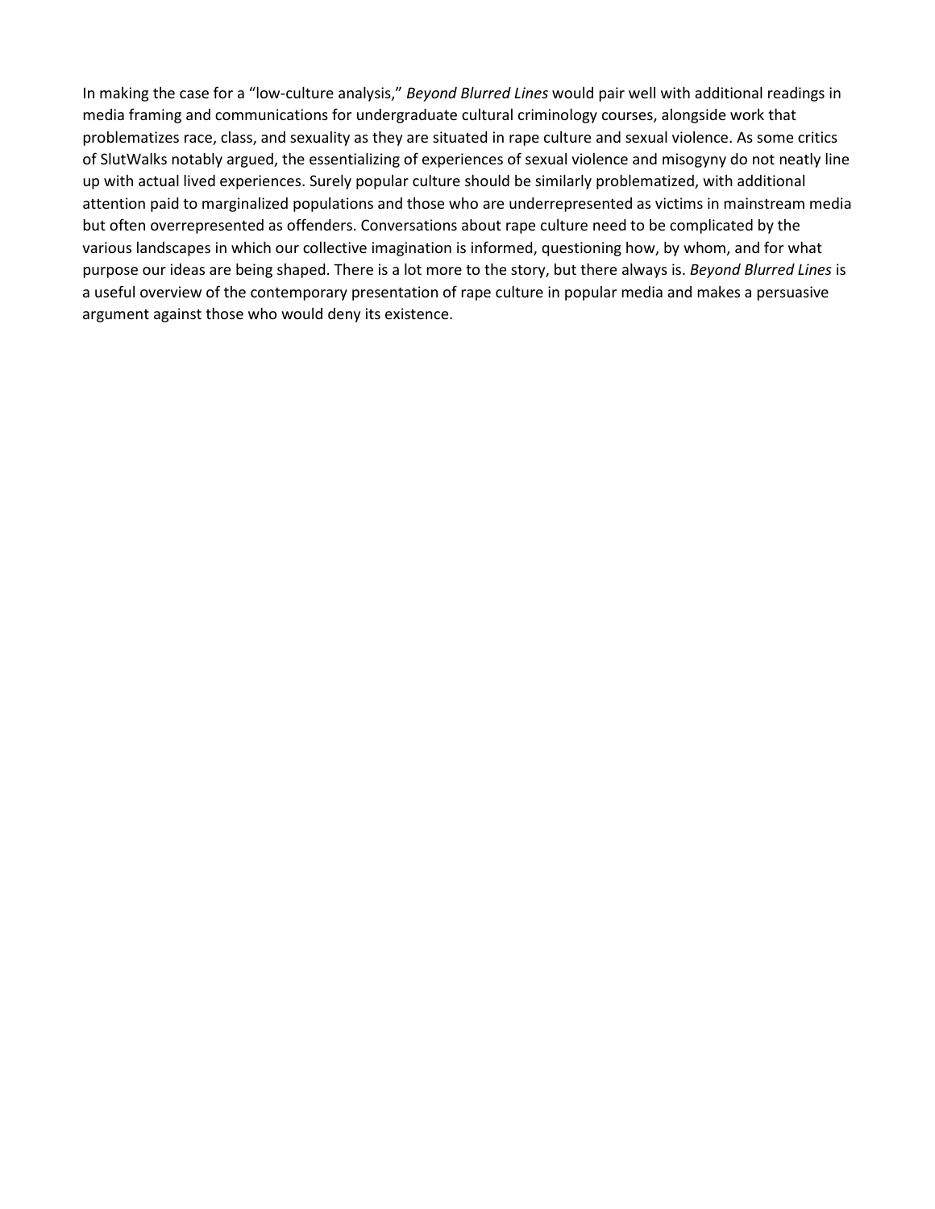In making the case for a “low-culture analysis,” *Beyond Blurred Lines* would pair well with additional readings in media framing and communications for undergraduate cultural criminology courses, alongside work that problematizes race, class, and sexuality as they are situated in rape culture and sexual violence. As some critics of SlutWalks notably argued, the essentializing of experiences of sexual violence and misogyny do not neatly line up with actual lived experiences. Surely popular culture should be similarly problematized, with additional attention paid to marginalized populations and those who are underrepresented as victims in mainstream media but often overrepresented as offenders. Conversations about rape culture need to be complicated by the various landscapes in which our collective imagination is informed, questioning how, by whom, and for what purpose our ideas are being shaped. There is a lot more to the story, but there always is. *Beyond Blurred Lines* is a useful overview of the contemporary presentation of rape culture in popular media and makes a persuasive argument against those who would deny its existence.